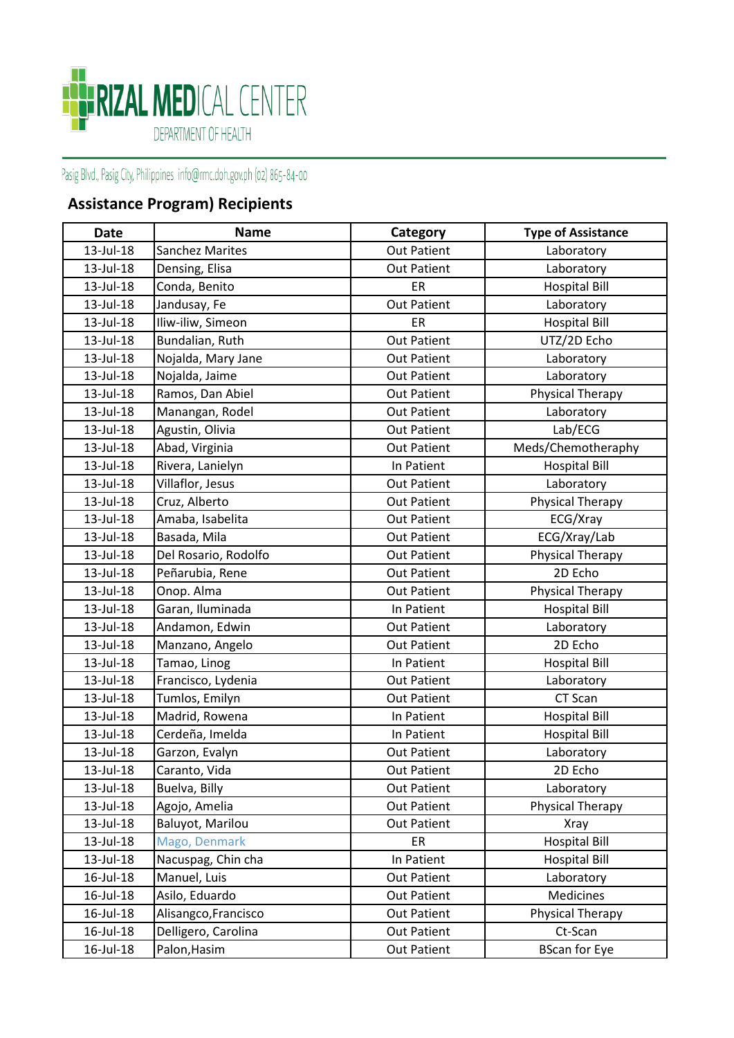RIZAL MEDICAL CENTER
DEPARTMENT OF HEALTH

Pasig Blvd., Pasig City, Philippines info@rmc.doh.gov.ph (02) 865-84-00

## Assistance Program) Recipients

| Date | Name | Category | Type of Assistance |
|---|---|---|---|
| 13-Jul-18 | Sanchez Marites | Out Patient | Laboratory |
| 13-Jul-18 | Densing, Elisa | Out Patient | Laboratory |
| 13-Jul-18 | Conda, Benito | ER | Hospital Bill |
| 13-Jul-18 | Jandusay, Fe | Out Patient | Laboratory |
| 13-Jul-18 | Iliw-iliw, Simeon | ER | Hospital Bill |
| 13-Jul-18 | Bundalian, Ruth | Out Patient | UTZ/2D Echo |
| 13-Jul-18 | Nojalda, Mary Jane | Out Patient | Laboratory |
| 13-Jul-18 | Nojalda, Jaime | Out Patient | Laboratory |
| 13-Jul-18 | Ramos, Dan Abiel | Out Patient | Physical Therapy |
| 13-Jul-18 | Manangan, Rodel | Out Patient | Laboratory |
| 13-Jul-18 | Agustin, Olivia | Out Patient | Lab/ECG |
| 13-Jul-18 | Abad, Virginia | Out Patient | Meds/Chemotheraphy |
| 13-Jul-18 | Rivera, Lanielyn | In Patient | Hospital Bill |
| 13-Jul-18 | Villaflor, Jesus | Out Patient | Laboratory |
| 13-Jul-18 | Cruz, Alberto | Out Patient | Physical Therapy |
| 13-Jul-18 | Amaba, Isabelita | Out Patient | ECG/Xray |
| 13-Jul-18 | Basada, Mila | Out Patient | ECG/Xray/Lab |
| 13-Jul-18 | Del Rosario, Rodolfo | Out Patient | Physical Therapy |
| 13-Jul-18 | Peñarubia, Rene | Out Patient | 2D Echo |
| 13-Jul-18 | Onop. Alma | Out Patient | Physical Therapy |
| 13-Jul-18 | Garan, Iluminada | In Patient | Hospital Bill |
| 13-Jul-18 | Andamon, Edwin | Out Patient | Laboratory |
| 13-Jul-18 | Manzano, Angelo | Out Patient | 2D Echo |
| 13-Jul-18 | Tamao, Linog | In Patient | Hospital Bill |
| 13-Jul-18 | Francisco, Lydenia | Out Patient | Laboratory |
| 13-Jul-18 | Tumlos, Emilyn | Out Patient | CT Scan |
| 13-Jul-18 | Madrid, Rowena | In Patient | Hospital Bill |
| 13-Jul-18 | Cerdeña, Imelda | In Patient | Hospital Bill |
| 13-Jul-18 | Garzon, Evalyn | Out Patient | Laboratory |
| 13-Jul-18 | Caranto, Vida | Out Patient | 2D Echo |
| 13-Jul-18 | Buelva, Billy | Out Patient | Laboratory |
| 13-Jul-18 | Agojo, Amelia | Out Patient | Physical Therapy |
| 13-Jul-18 | Baluyot, Marilou | Out Patient | Xray |
| 13-Jul-18 | Mago, Denmark | ER | Hospital Bill |
| 13-Jul-18 | Nacuspag, Chin cha | In Patient | Hospital Bill |
| 16-Jul-18 | Manuel, Luis | Out Patient | Laboratory |
| 16-Jul-18 | Asilo, Eduardo | Out Patient | Medicines |
| 16-Jul-18 | Alisangco,Francisco | Out Patient | Physical Therapy |
| 16-Jul-18 | Delligero, Carolina | Out Patient | Ct-Scan |
| 16-Jul-18 | Palon,Hasim | Out Patient | BScan for Eye |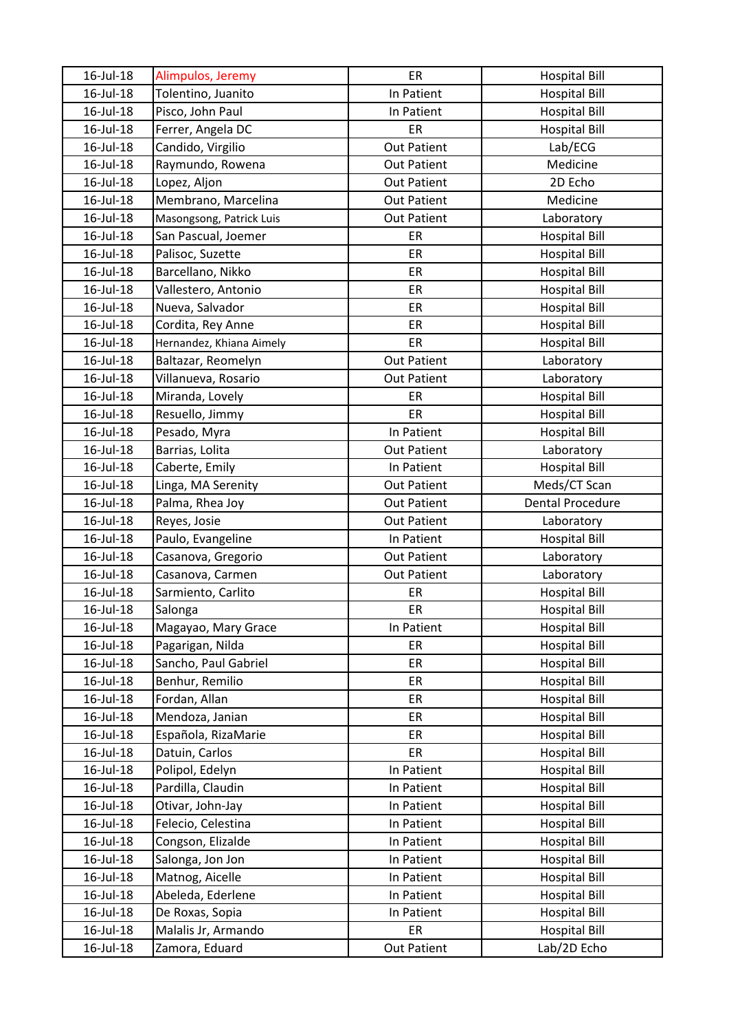| | | | |
|---|---|---|---|
| 16-Jul-18 | Alimpulos, Jeremy | ER | Hospital Bill |
| 16-Jul-18 | Tolentino, Juanito | In Patient | Hospital Bill |
| 16-Jul-18 | Pisco, John Paul | In Patient | Hospital Bill |
| 16-Jul-18 | Ferrer, Angela DC | ER | Hospital Bill |
| 16-Jul-18 | Candido, Virgilio | Out Patient | Lab/ECG |
| 16-Jul-18 | Raymundo, Rowena | Out Patient | Medicine |
| 16-Jul-18 | Lopez, Aljon | Out Patient | 2D Echo |
| 16-Jul-18 | Membrano, Marcelina | Out Patient | Medicine |
| 16-Jul-18 | Masongsong, Patrick Luis | Out Patient | Laboratory |
| 16-Jul-18 | San Pascual, Joemer | ER | Hospital Bill |
| 16-Jul-18 | Palisoc, Suzette | ER | Hospital Bill |
| 16-Jul-18 | Barcellano, Nikko | ER | Hospital Bill |
| 16-Jul-18 | Vallestero, Antonio | ER | Hospital Bill |
| 16-Jul-18 | Nueva, Salvador | ER | Hospital Bill |
| 16-Jul-18 | Cordita, Rey Anne | ER | Hospital Bill |
| 16-Jul-18 | Hernandez, Khiana Aimely | ER | Hospital Bill |
| 16-Jul-18 | Baltazar, Reomelyn | Out Patient | Laboratory |
| 16-Jul-18 | Villanueva, Rosario | Out Patient | Laboratory |
| 16-Jul-18 | Miranda, Lovely | ER | Hospital Bill |
| 16-Jul-18 | Resuello, Jimmy | ER | Hospital Bill |
| 16-Jul-18 | Pesado, Myra | In Patient | Hospital Bill |
| 16-Jul-18 | Barrias, Lolita | Out Patient | Laboratory |
| 16-Jul-18 | Caberte, Emily | In Patient | Hospital Bill |
| 16-Jul-18 | Linga, MA Serenity | Out Patient | Meds/CT Scan |
| 16-Jul-18 | Palma, Rhea Joy | Out Patient | Dental Procedure |
| 16-Jul-18 | Reyes, Josie | Out Patient | Laboratory |
| 16-Jul-18 | Paulo, Evangeline | In Patient | Hospital Bill |
| 16-Jul-18 | Casanova, Gregorio | Out Patient | Laboratory |
| 16-Jul-18 | Casanova, Carmen | Out Patient | Laboratory |
| 16-Jul-18 | Sarmiento, Carlito | ER | Hospital Bill |
| 16-Jul-18 | Salonga | ER | Hospital Bill |
| 16-Jul-18 | Magayao, Mary Grace | In Patient | Hospital Bill |
| 16-Jul-18 | Pagarigan, Nilda | ER | Hospital Bill |
| 16-Jul-18 | Sancho, Paul Gabriel | ER | Hospital Bill |
| 16-Jul-18 | Benhur, Remilio | ER | Hospital Bill |
| 16-Jul-18 | Fordan, Allan | ER | Hospital Bill |
| 16-Jul-18 | Mendoza, Janian | ER | Hospital Bill |
| 16-Jul-18 | Española, RizaMarie | ER | Hospital Bill |
| 16-Jul-18 | Datuin, Carlos | ER | Hospital Bill |
| 16-Jul-18 | Polipol, Edelyn | In Patient | Hospital Bill |
| 16-Jul-18 | Pardilla, Claudin | In Patient | Hospital Bill |
| 16-Jul-18 | Otivar, John-Jay | In Patient | Hospital Bill |
| 16-Jul-18 | Felecio, Celestina | In Patient | Hospital Bill |
| 16-Jul-18 | Congson, Elizalde | In Patient | Hospital Bill |
| 16-Jul-18 | Salonga, Jon Jon | In Patient | Hospital Bill |
| 16-Jul-18 | Matnog, Aicelle | In Patient | Hospital Bill |
| 16-Jul-18 | Abeleda, Ederlene | In Patient | Hospital Bill |
| 16-Jul-18 | De Roxas, Sopia | In Patient | Hospital Bill |
| 16-Jul-18 | Malalis Jr, Armando | ER | Hospital Bill |
| 16-Jul-18 | Zamora, Eduard | Out Patient | Lab/2D Echo |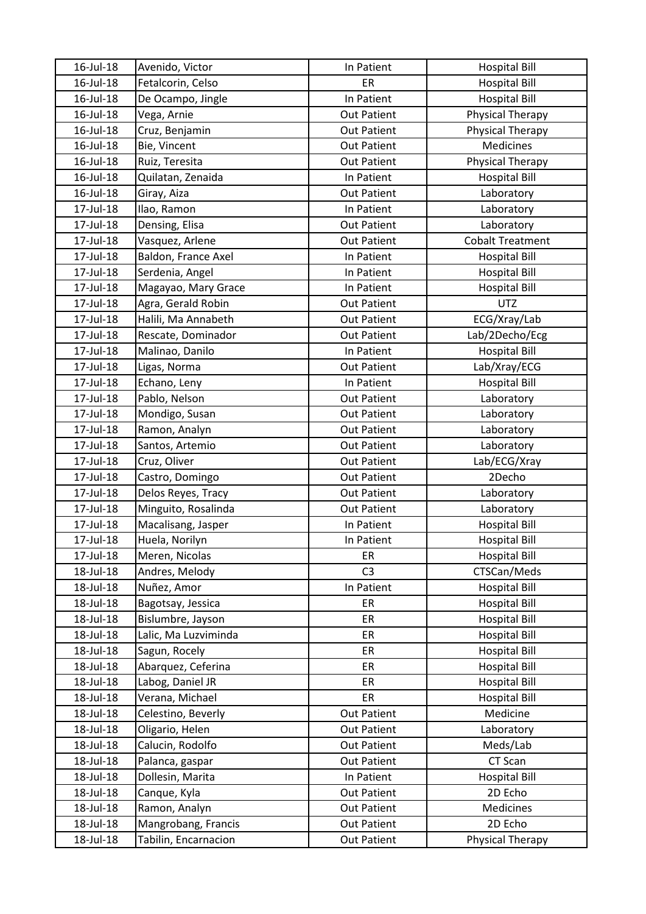| | | | |
|---|---|---|---|
| 16-Jul-18 | Avenido, Victor | In Patient | Hospital Bill |
| 16-Jul-18 | Fetalcorin, Celso | ER | Hospital Bill |
| 16-Jul-18 | De Ocampo, Jingle | In Patient | Hospital Bill |
| 16-Jul-18 | Vega, Arnie | Out Patient | Physical Therapy |
| 16-Jul-18 | Cruz, Benjamin | Out Patient | Physical Therapy |
| 16-Jul-18 | Bie, Vincent | Out Patient | Medicines |
| 16-Jul-18 | Ruiz, Teresita | Out Patient | Physical Therapy |
| 16-Jul-18 | Quilatan, Zenaida | In Patient | Hospital Bill |
| 16-Jul-18 | Giray, Aiza | Out Patient | Laboratory |
| 17-Jul-18 | Ilao, Ramon | In Patient | Laboratory |
| 17-Jul-18 | Densing, Elisa | Out Patient | Laboratory |
| 17-Jul-18 | Vasquez, Arlene | Out Patient | Cobalt Treatment |
| 17-Jul-18 | Baldon, France Axel | In Patient | Hospital Bill |
| 17-Jul-18 | Serdenia, Angel | In Patient | Hospital Bill |
| 17-Jul-18 | Magayao, Mary Grace | In Patient | Hospital Bill |
| 17-Jul-18 | Agra, Gerald Robin | Out Patient | UTZ |
| 17-Jul-18 | Halili, Ma Annabeth | Out Patient | ECG/Xray/Lab |
| 17-Jul-18 | Rescate, Dominador | Out Patient | Lab/2Decho/Ecg |
| 17-Jul-18 | Malinao, Danilo | In Patient | Hospital Bill |
| 17-Jul-18 | Ligas, Norma | Out Patient | Lab/Xray/ECG |
| 17-Jul-18 | Echano, Leny | In Patient | Hospital Bill |
| 17-Jul-18 | Pablo, Nelson | Out Patient | Laboratory |
| 17-Jul-18 | Mondigo, Susan | Out Patient | Laboratory |
| 17-Jul-18 | Ramon, Analyn | Out Patient | Laboratory |
| 17-Jul-18 | Santos, Artemio | Out Patient | Laboratory |
| 17-Jul-18 | Cruz, Oliver | Out Patient | Lab/ECG/Xray |
| 17-Jul-18 | Castro, Domingo | Out Patient | 2Decho |
| 17-Jul-18 | Delos Reyes, Tracy | Out Patient | Laboratory |
| 17-Jul-18 | Minguito, Rosalinda | Out Patient | Laboratory |
| 17-Jul-18 | Macalisang, Jasper | In Patient | Hospital Bill |
| 17-Jul-18 | Huela, Norilyn | In Patient | Hospital Bill |
| 17-Jul-18 | Meren, Nicolas | ER | Hospital Bill |
| 18-Jul-18 | Andres, Melody | C3 | CTSCan/Meds |
| 18-Jul-18 | Nuñez, Amor | In Patient | Hospital Bill |
| 18-Jul-18 | Bagotsay, Jessica | ER | Hospital Bill |
| 18-Jul-18 | Bislumbre, Jayson | ER | Hospital Bill |
| 18-Jul-18 | Lalic, Ma Luzviminda | ER | Hospital Bill |
| 18-Jul-18 | Sagun, Rocely | ER | Hospital Bill |
| 18-Jul-18 | Abarquez, Ceferina | ER | Hospital Bill |
| 18-Jul-18 | Labog, Daniel JR | ER | Hospital Bill |
| 18-Jul-18 | Verana, Michael | ER | Hospital Bill |
| 18-Jul-18 | Celestino, Beverly | Out Patient | Medicine |
| 18-Jul-18 | Oligario, Helen | Out Patient | Laboratory |
| 18-Jul-18 | Calucin, Rodolfo | Out Patient | Meds/Lab |
| 18-Jul-18 | Palanca, gaspar | Out Patient | CT Scan |
| 18-Jul-18 | Dollesin, Marita | In Patient | Hospital Bill |
| 18-Jul-18 | Canque, Kyla | Out Patient | 2D Echo |
| 18-Jul-18 | Ramon, Analyn | Out Patient | Medicines |
| 18-Jul-18 | Mangrobang, Francis | Out Patient | 2D Echo |
| 18-Jul-18 | Tabilin, Encarnacion | Out Patient | Physical Therapy |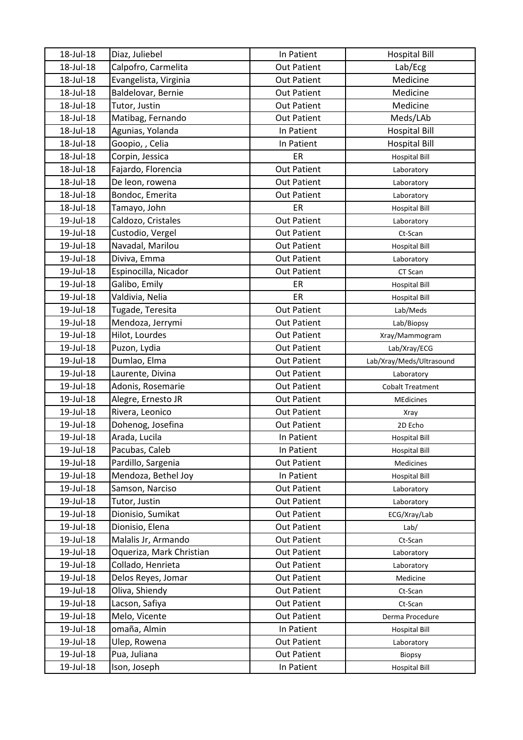| | | | |
|---|---|---|---|
| 18-Jul-18 | Diaz, Juliebel | In Patient | Hospital Bill |
| 18-Jul-18 | Calpofro, Carmelita | Out Patient | Lab/Ecg |
| 18-Jul-18 | Evangelista, Virginia | Out Patient | Medicine |
| 18-Jul-18 | Baldelovar, Bernie | Out Patient | Medicine |
| 18-Jul-18 | Tutor, Justin | Out Patient | Medicine |
| 18-Jul-18 | Matibag, Fernando | Out Patient | Meds/LAb |
| 18-Jul-18 | Agunias, Yolanda | In Patient | Hospital Bill |
| 18-Jul-18 | Goopio, , Celia | In Patient | Hospital Bill |
| 18-Jul-18 | Corpin, Jessica | ER | Hospital Bill |
| 18-Jul-18 | Fajardo, Florencia | Out Patient | Laboratory |
| 18-Jul-18 | De leon, rowena | Out Patient | Laboratory |
| 18-Jul-18 | Bondoc, Emerita | Out Patient | Laboratory |
| 18-Jul-18 | Tamayo, John | ER | Hospital Bill |
| 19-Jul-18 | Caldozo, Cristales | Out Patient | Laboratory |
| 19-Jul-18 | Custodio, Vergel | Out Patient | Ct-Scan |
| 19-Jul-18 | Navadal, Marilou | Out Patient | Hospital Bill |
| 19-Jul-18 | Diviva, Emma | Out Patient | Laboratory |
| 19-Jul-18 | Espinocilla, Nicador | Out Patient | CT Scan |
| 19-Jul-18 | Galibo, Emily | ER | Hospital Bill |
| 19-Jul-18 | Valdivia, Nelia | ER | Hospital Bill |
| 19-Jul-18 | Tugade, Teresita | Out Patient | Lab/Meds |
| 19-Jul-18 | Mendoza, Jerrymi | Out Patient | Lab/Biopsy |
| 19-Jul-18 | Hilot, Lourdes | Out Patient | Xray/Mammogram |
| 19-Jul-18 | Puzon, Lydia | Out Patient | Lab/Xray/ECG |
| 19-Jul-18 | Dumlao, Elma | Out Patient | Lab/Xray/Meds/Ultrasound |
| 19-Jul-18 | Laurente, Divina | Out Patient | Laboratory |
| 19-Jul-18 | Adonis, Rosemarie | Out Patient | Cobalt Treatment |
| 19-Jul-18 | Alegre, Ernesto JR | Out Patient | MEdicines |
| 19-Jul-18 | Rivera, Leonico | Out Patient | Xray |
| 19-Jul-18 | Dohenog, Josefina | Out Patient | 2D Echo |
| 19-Jul-18 | Arada, Lucila | In Patient | Hospital Bill |
| 19-Jul-18 | Pacubas, Caleb | In Patient | Hospital Bill |
| 19-Jul-18 | Pardillo, Sargenia | Out Patient | Medicines |
| 19-Jul-18 | Mendoza, Bethel Joy | In Patient | Hospital Bill |
| 19-Jul-18 | Samson, Narciso | Out Patient | Laboratory |
| 19-Jul-18 | Tutor, Justin | Out Patient | Laboratory |
| 19-Jul-18 | Dionisio, Sumikat | Out Patient | ECG/Xray/Lab |
| 19-Jul-18 | Dionisio, Elena | Out Patient | Lab/ |
| 19-Jul-18 | Malalis Jr, Armando | Out Patient | Ct-Scan |
| 19-Jul-18 | Oqueriza, Mark Christian | Out Patient | Laboratory |
| 19-Jul-18 | Collado, Henrieta | Out Patient | Laboratory |
| 19-Jul-18 | Delos Reyes, Jomar | Out Patient | Medicine |
| 19-Jul-18 | Oliva, Shiendy | Out Patient | Ct-Scan |
| 19-Jul-18 | Lacson, Safiya | Out Patient | Ct-Scan |
| 19-Jul-18 | Melo, Vicente | Out Patient | Derma Procedure |
| 19-Jul-18 | omaña, Almin | In Patient | Hospital Bill |
| 19-Jul-18 | Ulep, Rowena | Out Patient | Laboratory |
| 19-Jul-18 | Pua, Juliana | Out Patient | Biopsy |
| 19-Jul-18 | Ison, Joseph | In Patient | Hospital Bill |